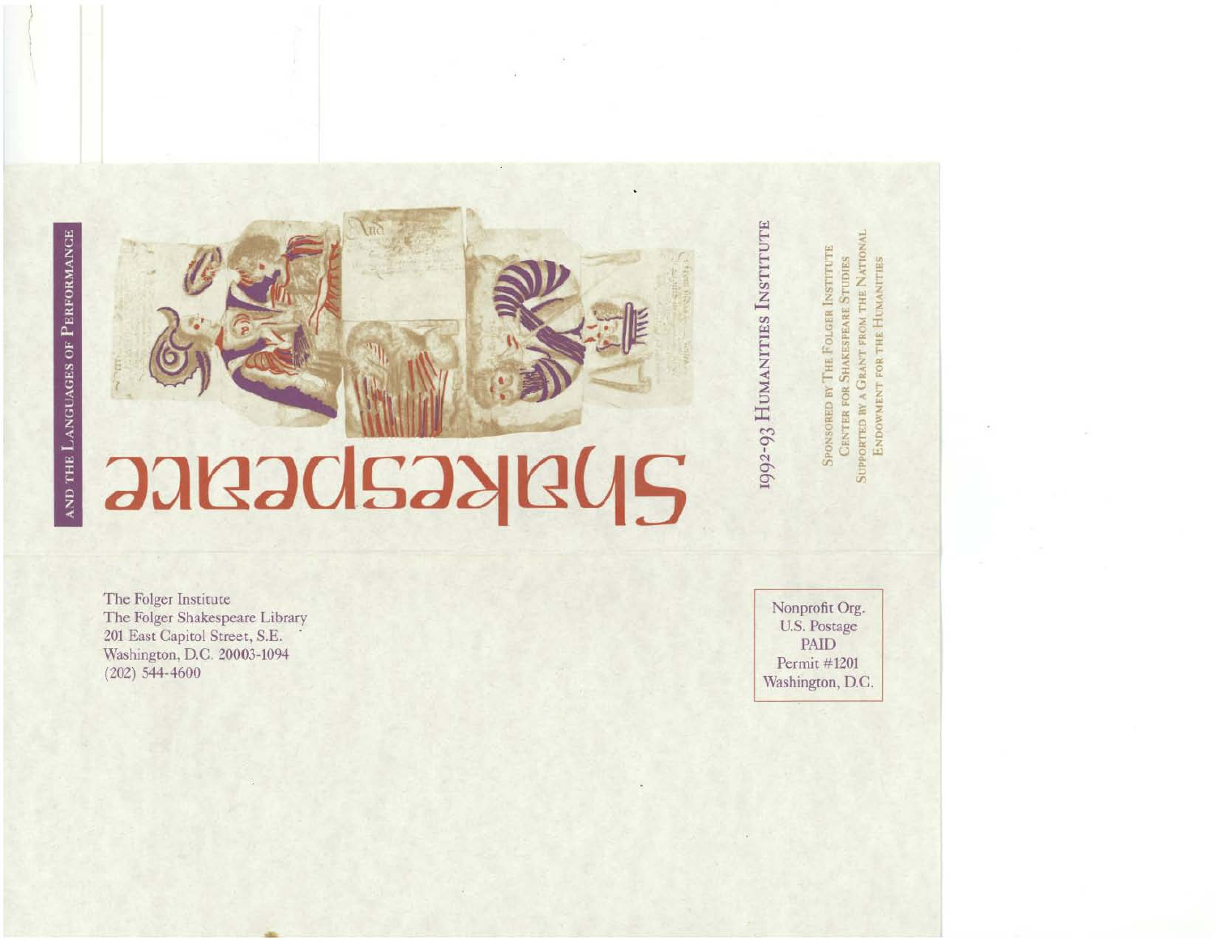# Shakespeare

AND THE LANGUAGES OF PERFORMANCE

1992-93 HUMANITIES INSTITUTE

SPONSORED BY THE FOLGER INSTITUTE
CENTER FOR SHAKESPEARE STUDIES
SUPPORTED BY A GRANT FROM THE NATIONAL
ENDOWMENT FOR THE HUMANITIES

The Folger Institute
The Folger Shakespeare Library
201 East Capitol Street, S.E.
Washington, D.C. 20003-1094
(202) 544-4600

Nonprofit Org.
U.S. Postage
PAID
Permit #1201
Washington, D.C.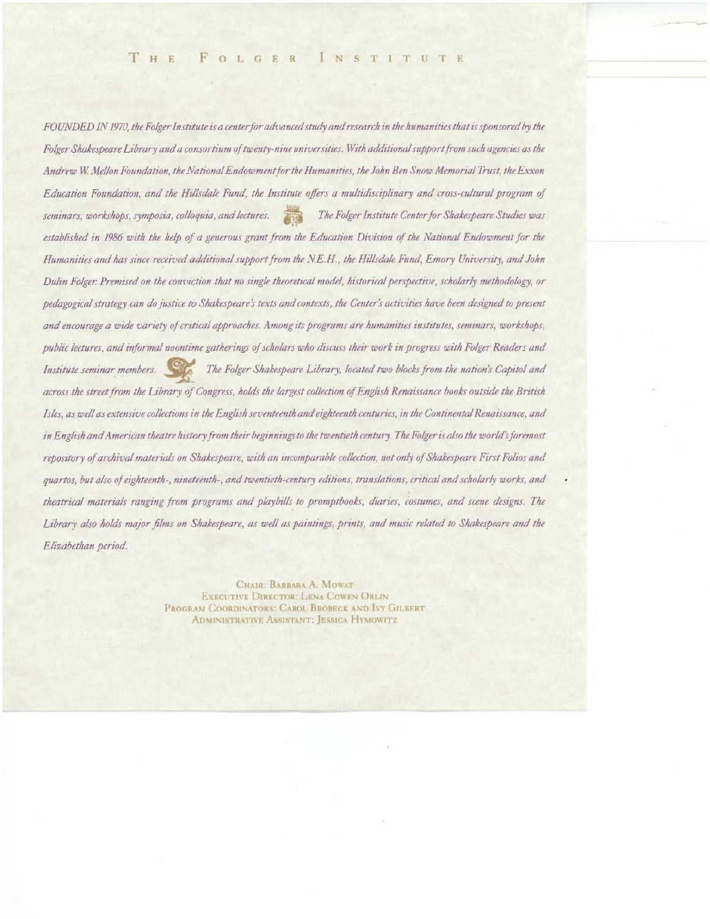# THE FOLGER INSTITUTE

*FOUNDED IN 1970, the Folger Institute is a center for advanced study and research in the humanities that is sponsored by the Folger Shakespeare Library and a consortium of twenty-nine universities. With additional support from such agencies as the Andrew W. Mellon Foundation, the National Endowment for the Humanities, the John Ben Snow Memorial Trust, the Exxon Education Foundation, and the Hillsdale Fund, the Institute offers a multidisciplinary and cross-cultural program of seminars, workshops, symposia, colloquia, and lectures. The Folger Institute Center for Shakespeare Studies was established in 1986 with the help of a generous grant from the Education Division of the National Endowment for the Humanities and has since received additional support from the N.E.H., the Hillsdale Fund, Emory University, and John Dulin Folger. Premised on the conviction that no single theoretical model, historical perspective, scholarly methodology, or pedagogical strategy can do justice to Shakespeare's texts and contexts, the Center's activities have been designed to present and encourage a wide variety of critical approaches. Among its programs are humanities institutes, seminars, workshops, public lectures, and informal noontime gatherings of scholars who discuss their work in progress with Folger Readers and Institute seminar members. The Folger Shakespeare Library, located two blocks from the nation's Capitol and across the street from the Library of Congress, holds the largest collection of English Renaissance books outside the British Isles, as well as extensive collections in the English seventeenth and eighteenth centuries, in the Continental Renaissance, and in English and American theatre history from their beginnings to the twentieth century. The Folger is also the world's foremost repository of archival materials on Shakespeare, with an incomparable collection, not only of Shakespeare First Folios and quartos, but also of eighteenth-, nineteenth-, and twentieth-century editions, translations, critical and scholarly works, and theatrical materials ranging from programs and playbills to promptbooks, diaries, costumes, and scene designs. The Library also holds major films on Shakespeare, as well as paintings, prints, and music related to Shakespeare and the Elizabethan period.*

CHAIR: BARBARA A. MOWAT
EXECUTIVE DIRECTOR: LENA COWEN ORLIN
PROGRAM COORDINATORS: CAROL BROBECK AND IVY GILBERT
ADMINISTRATIVE ASSISTANT: JESSICA HYMOWITZ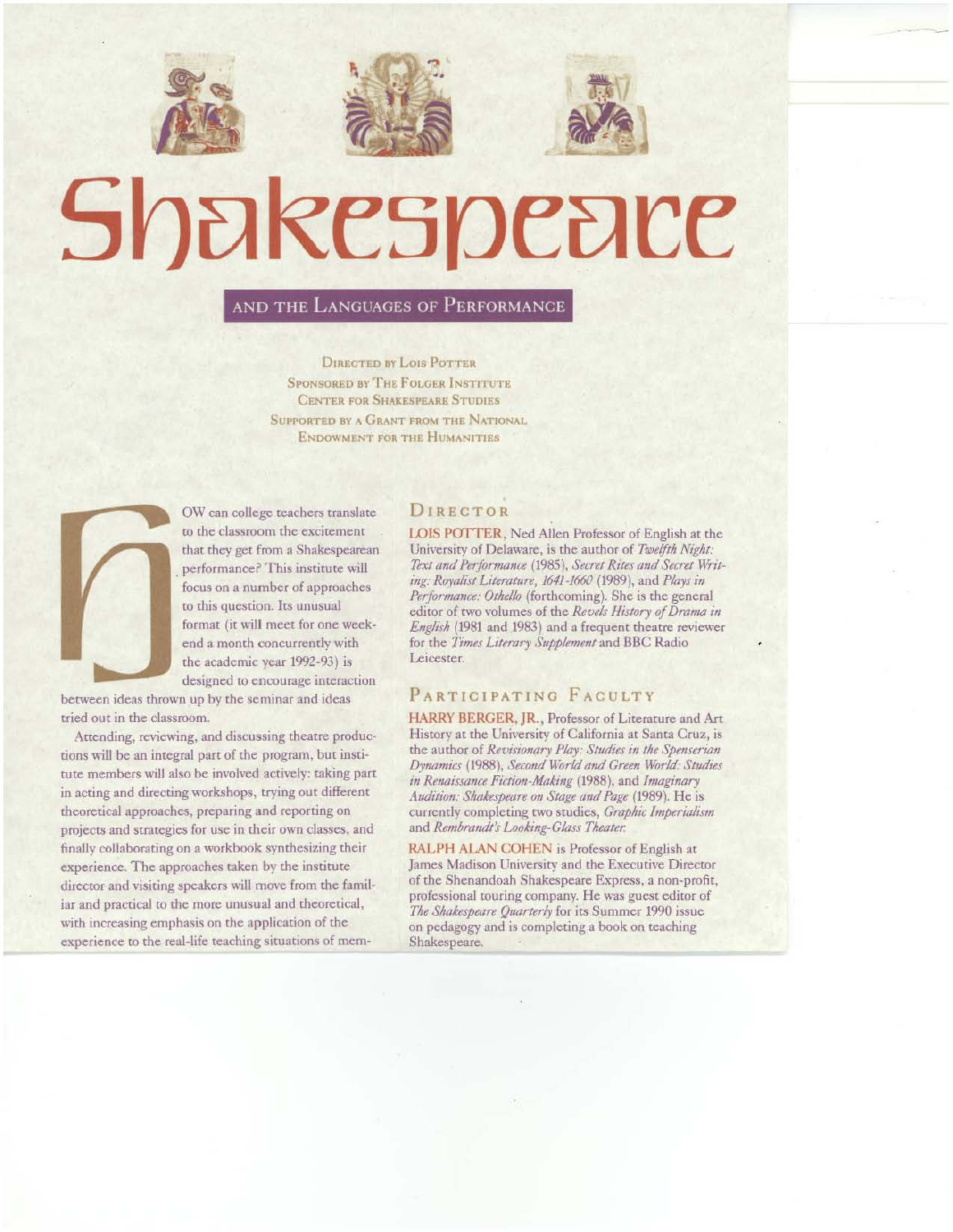# Shakespeare

## AND THE LANGUAGES OF PERFORMANCE

DIRECTED BY LOIS POTTER
SPONSORED BY THE FOLGER INSTITUTE
CENTER FOR SHAKESPEARE STUDIES
SUPPORTED BY A GRANT FROM THE NATIONAL
ENDOWMENT FOR THE HUMANITIES

HOW can college teachers translate to the classroom the excitement that they get from a Shakespearean performance? This institute will focus on a number of approaches to this question. Its unusual format (it will meet for one weekend a month concurrently with the academic year 1992-93) is designed to encourage interaction between ideas thrown up by the seminar and ideas tried out in the classroom.

Attending, reviewing, and discussing theatre productions will be an integral part of the program, but institute members will also be involved actively: taking part in acting and directing workshops, trying out different theoretical approaches, preparing and reporting on projects and strategies for use in their own classes, and finally collaborating on a workbook synthesizing their experience. The approaches taken by the institute director and visiting speakers will move from the familiar and practical to the more unusual and theoretical, with increasing emphasis on the application of the experience to the real-life teaching situations of mem-

## DIRECTOR

LOIS POTTER, Ned Allen Professor of English at the University of Delaware, is the author of *Twelfth Night: Text and Performance* (1985), *Secret Rites and Secret Writing: Royalist Literature, 1641-1660* (1989), and *Plays in Performance: Othello* (forthcoming). She is the general editor of two volumes of the *Revels History of Drama in English* (1981 and 1983) and a frequent theatre reviewer for the *Times Literary Supplement* and BBC Radio Leicester.

## PARTICIPATING FACULTY

HARRY BERGER, JR., Professor of Literature and Art History at the University of California at Santa Cruz, is the author of *Revisionary Play: Studies in the Spenserian Dynamics* (1988), *Second World and Green World: Studies in Renaissance Fiction-Making* (1988), and *Imaginary Audition: Shakespeare on Stage and Page* (1989). He is currently completing two studies, *Graphic Imperialism* and *Rembrandt's Looking-Glass Theater.*

RALPH ALAN COHEN is Professor of English at James Madison University and the Executive Director of the Shenandoah Shakespeare Express, a non-profit, professional touring company. He was guest editor of *The Shakespeare Quarterly* for its Summer 1990 issue on pedagogy and is completing a book on teaching Shakespeare.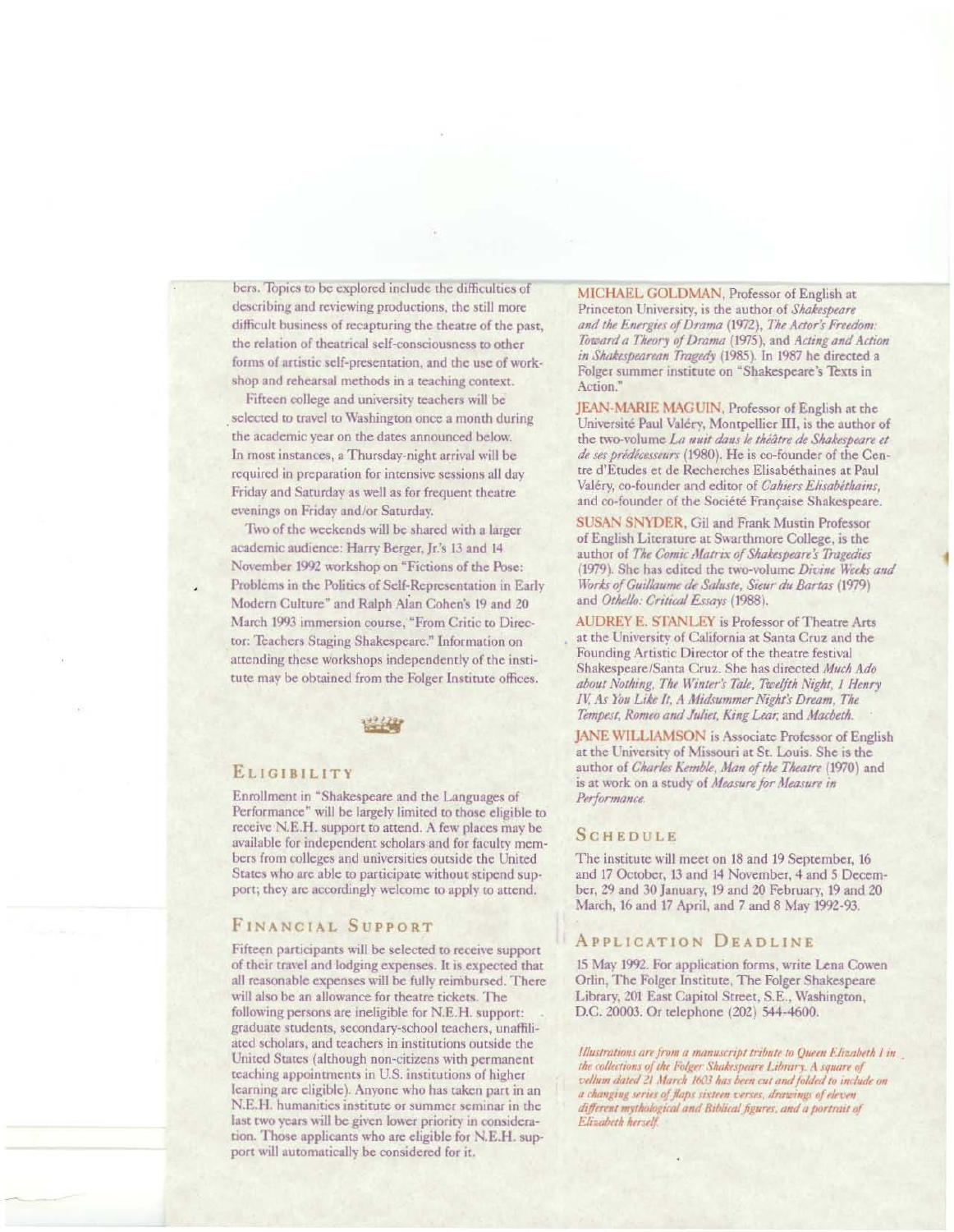bers. Topics to be explored include the difficulties of describing and reviewing productions, the still more difficult business of recapturing the theatre of the past, the relation of theatrical self-consciousness to other forms of artistic self-presentation, and the use of workshop and rehearsal methods in a teaching context.

Fifteen college and university teachers will be selected to travel to Washington once a month during the academic year on the dates announced below. In most instances, a Thursday-night arrival will be required in preparation for intensive sessions all day Friday and Saturday as well as for frequent theatre evenings on Friday and/or Saturday.

Two of the weekends will be shared with a larger academic audience: Harry Berger, Jr.'s 13 and 14 November 1992 workshop on "Fictions of the Pose: Problems in the Politics of Self-Representation in Early Modern Culture" and Ralph Alan Cohen's 19 and 20 March 1993 immersion course, "From Critic to Director: Teachers Staging Shakespeare." Information on attending these workshops independently of the institute may be obtained from the Folger Institute offices.

## Eligibility

Enrollment in "Shakespeare and the Languages of Performance" will be largely limited to those eligible to receive N.E.H. support to attend. A few places may be available for independent scholars and for faculty members from colleges and universities outside the United States who are able to participate without stipend support; they are accordingly welcome to apply to attend.

## Financial Support

Fifteen participants will be selected to receive support of their travel and lodging expenses. It is expected that all reasonable expenses will be fully reimbursed. There will also be an allowance for theatre tickets. The following persons are ineligible for N.E.H. support: graduate students, secondary-school teachers, unaffiliated scholars, and teachers in institutions outside the United States (although non-citizens with permanent teaching appointments in U.S. institutions of higher learning are eligible). Anyone who has taken part in an N.E.H. humanities institute or summer seminar in the last two years will be given lower priority in consideration. Those applicants who are eligible for N.E.H. support will automatically be considered for it.

MICHAEL GOLDMAN, Professor of English at Princeton University, is the author of *Shakespeare and the Energies of Drama* (1972), *The Actor's Freedom: Toward a Theory of Drama* (1975), and *Acting and Action in Shakespearean Tragedy* (1985). In 1987 he directed a Folger summer institute on "Shakespeare's Texts in Action."

JEAN-MARIE MAGUIN, Professor of English at the Université Paul Valéry, Montpellier III, is the author of the two-volume *La nuit dans le théâtre de Shakespeare et de ses prédécesseurs* (1980). He is co-founder of the Centre d'Etudes et de Recherches Elisabéthaines at Paul Valéry, co-founder and editor of *Cahiers Elisabéthains*, and co-founder of the Société Française Shakespeare.

SUSAN SNYDER, Gil and Frank Mustin Professor of English Literature at Swarthmore College, is the author of *The Comic Matrix of Shakespeare's Tragedies* (1979). She has edited the two-volume *Divine Weeks and Works of Guillaume de Saluste, Sieur du Bartas* (1979) and *Othello: Critical Essays* (1988).

AUDREY E. STANLEY is Professor of Theatre Arts at the University of California at Santa Cruz and the Founding Artistic Director of the theatre festival Shakespeare/Santa Cruz. She has directed *Much Ado about Nothing, The Winter's Tale, Twelfth Night, 1 Henry IV, As You Like It, A Midsummer Night's Dream, The Tempest, Romeo and Juliet, King Lear,* and *Macbeth.*

JANE WILLIAMSON is Associate Professor of English at the University of Missouri at St. Louis. She is the author of *Charles Kemble, Man of the Theatre* (1970) and is at work on a study of *Measure for Measure in Performance.*

## Schedule

The institute will meet on 18 and 19 September, 16 and 17 October, 13 and 14 November, 4 and 5 December, 29 and 30 January, 19 and 20 February, 19 and 20 March, 16 and 17 April, and 7 and 8 May 1992-93.

## Application Deadline

15 May 1992. For application forms, write Lena Cowen Orlin, The Folger Institute, The Folger Shakespeare Library, 201 East Capitol Street, S.E., Washington, D.C. 20003. Or telephone (202) 544-4600.

*Illustrations are from a manuscript tribute to Queen Elizabeth I in the collections of the Folger Shakespeare Library. A square of vellum dated 21 March 1603 has been cut and folded to include on a changing series of flaps sixteen verses, drawings of eleven different mythological and Biblical figures, and a portrait of Elizabeth herself.*